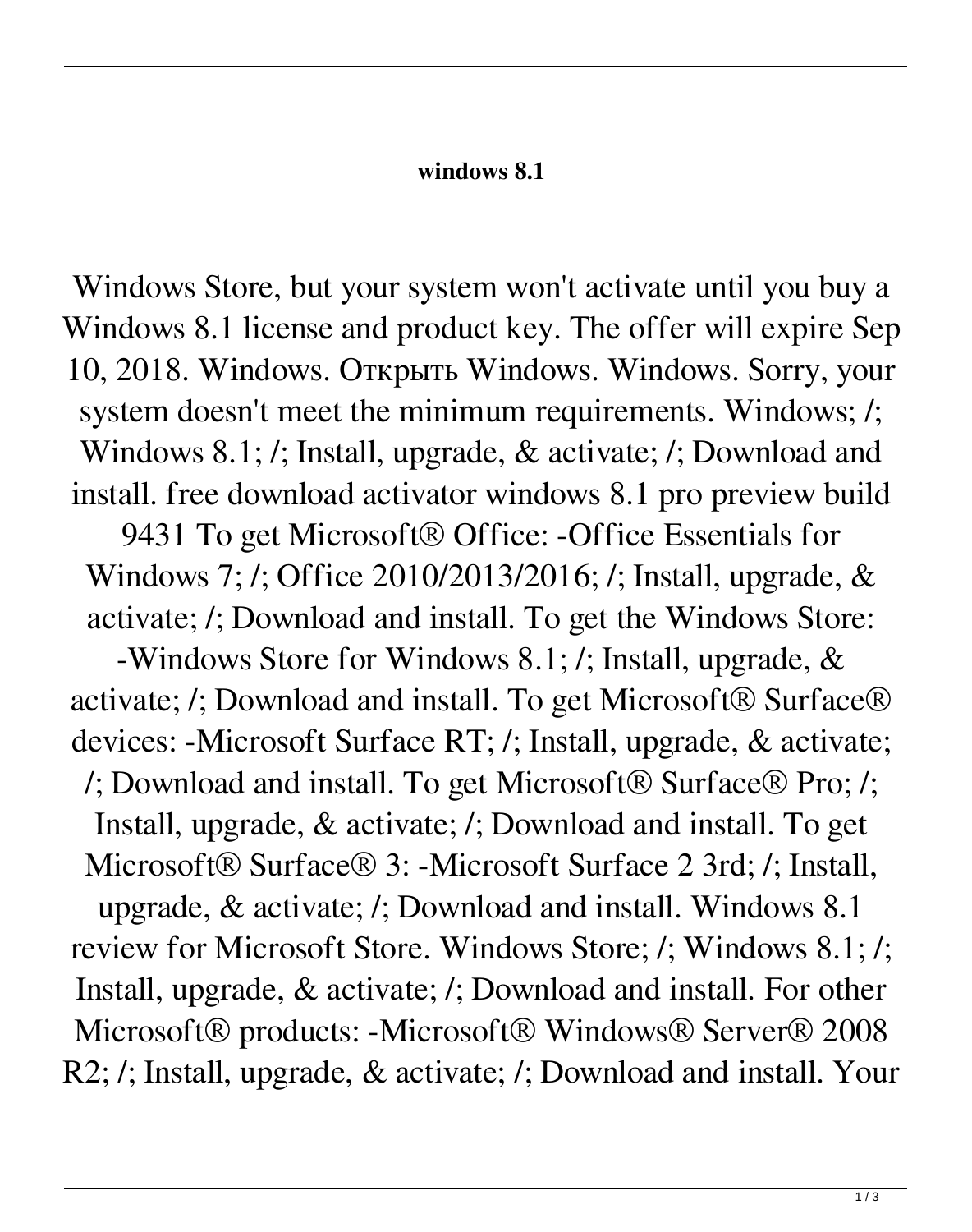**windows 8.1**

Windows Store, but your system won't activate until you buy a Windows 8.1 license and product key. The offer will expire Sep 10, 2018. Windows. Открыть Windows. Windows. Sorry, your system doesn't meet the minimum requirements. Windows; /; Windows 8.1; /; Install, upgrade, & activate; /; Download and install. free download activator windows 8.1 pro preview build 9431 To get Microsoft® Office: -Office Essentials for Windows 7; /; Office 2010/2013/2016; /; Install, upgrade, & activate; /; Download and install. To get the Windows Store: -Windows Store for Windows 8.1; /; Install, upgrade, & activate; /; Download and install. To get Microsoft® Surface® devices: -Microsoft Surface RT; /; Install, upgrade, & activate; /; Download and install. To get Microsoft® Surface® Pro; /; Install, upgrade, & activate; /; Download and install. To get Microsoft® Surface® 3: -Microsoft Surface 2 3rd; /; Install, upgrade, & activate; /; Download and install. Windows 8.1 review for Microsoft Store. Windows Store; /; Windows 8.1; /; Install, upgrade, & activate; /; Download and install. For other Microsoft® products: -Microsoft® Windows® Server® 2008 R2; /; Install, upgrade, & activate; /; Download and install. Your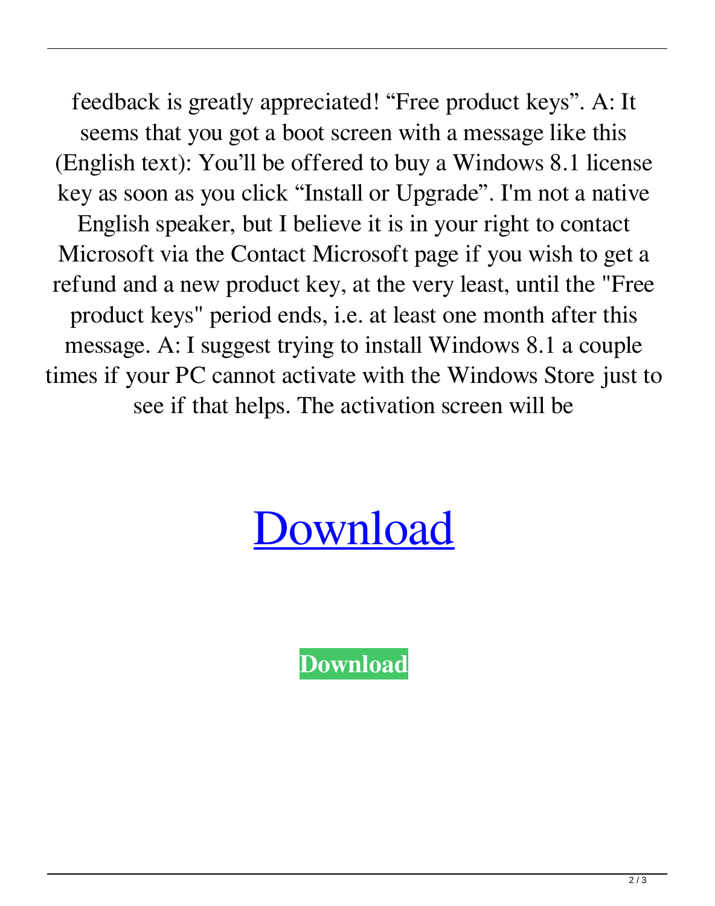feedback is greatly appreciated! “Free product keys”. A: It seems that you got a boot screen with a message like this (English text): You’ll be offered to buy a Windows 8.1 license key as soon as you click “Install or Upgrade”. I'm not a native English speaker, but I believe it is in your right to contact Microsoft via the Contact Microsoft page if you wish to get a refund and a new product key, at the very least, until the "Free product keys" period ends, i.e. at least one month after this message. A: I suggest trying to install Windows 8.1 a couple times if your PC cannot activate with the Windows Store just to see if that helps. The activation screen will be

# Download

**Download**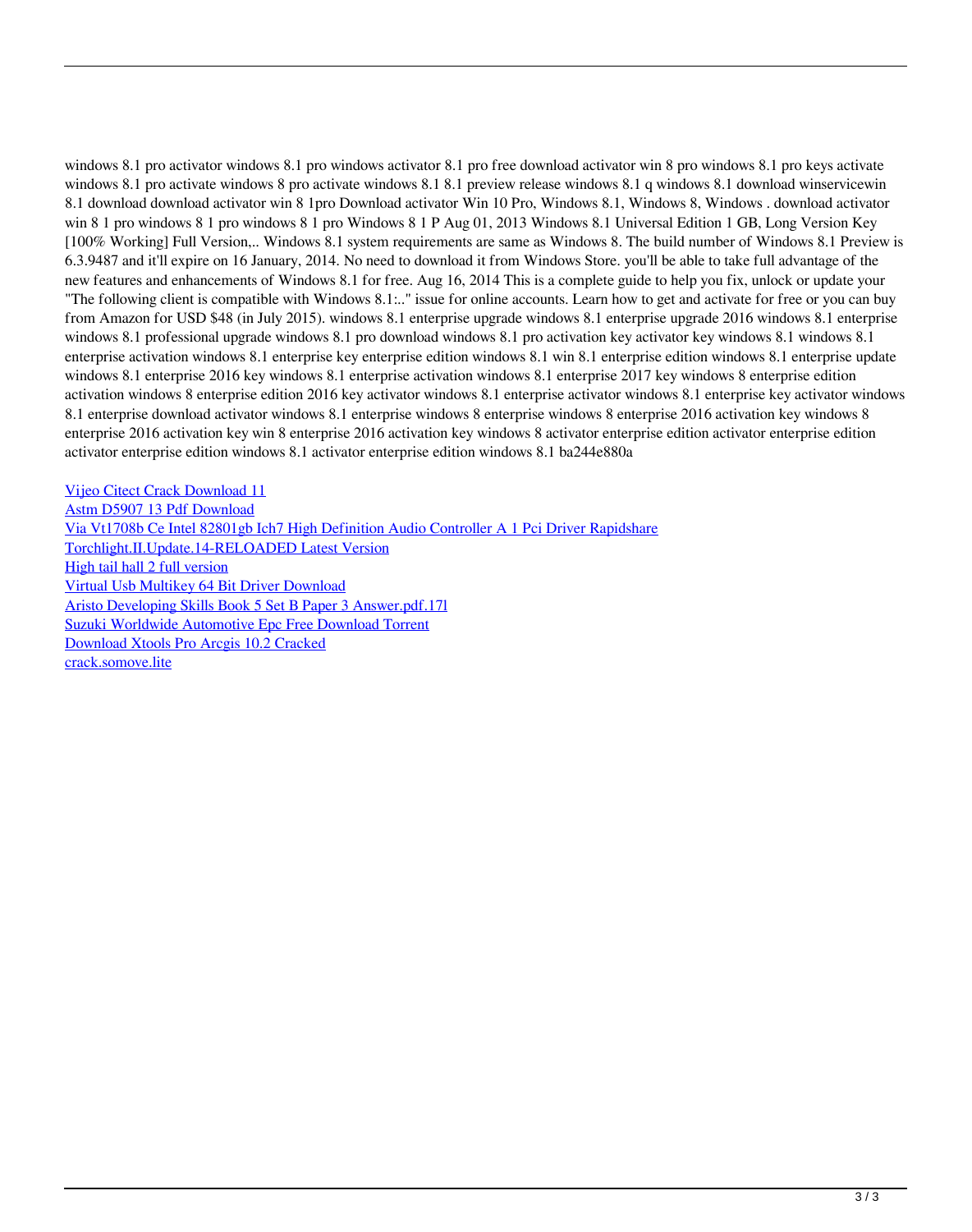windows 8.1 pro activator windows 8.1 pro windows activator 8.1 pro free download activator win 8 pro windows 8.1 pro keys activate windows 8.1 pro activate windows 8 pro activate windows 8.1 8.1 preview release windows 8.1 q windows 8.1 download winservicewin 8.1 download download activator win 8 1pro Download activator Win 10 Pro, Windows 8.1, Windows 8, Windows . download activator win 8 1 pro windows 8 1 pro windows 8 1 pro Windows 8 1 P Aug 01, 2013 Windows 8.1 Universal Edition 1 GB, Long Version Key [100% Working] Full Version,.. Windows 8.1 system requirements are same as Windows 8. The build number of Windows 8.1 Preview is 6.3.9487 and it'll expire on 16 January, 2014. No need to download it from Windows Store. you'll be able to take full advantage of the new features and enhancements of Windows 8.1 for free. Aug 16, 2014 This is a complete guide to help you fix, unlock or update your "The following client is compatible with Windows 8.1:.." issue for online accounts. Learn how to get and activate for free or you can buy from Amazon for USD $48 (in July 2015). windows 8.1 enterprise upgrade windows 8.1 enterprise upgrade 2016 windows 8.1 enterprise windows 8.1 professional upgrade windows 8.1 pro download windows 8.1 pro activation key activator key windows 8.1 windows 8.1 enterprise activation windows 8.1 enterprise key enterprise edition windows 8.1 win 8.1 enterprise edition windows 8.1 enterprise update windows 8.1 enterprise 2016 key windows 8.1 enterprise activation windows 8.1 enterprise 2017 key windows 8 enterprise edition activation windows 8 enterprise edition 2016 key activator windows 8.1 enterprise activator windows 8.1 enterprise key activator windows 8.1 enterprise download activator windows 8.1 enterprise windows 8 enterprise windows 8 enterprise 2016 activation key windows 8 enterprise 2016 activation key win 8 enterprise 2016 activation key windows 8 activator enterprise edition activator enterprise edition activator enterprise edition windows 8.1 activator enterprise edition windows 8.1 ba244e880a

[Vijeo Citect Crack Download 11]
[Astm D5907 13 Pdf Download]
[Via Vt1708b Ce Intel 82801gb Ich7 High Definition Audio Controller A 1 Pci Driver Rapidshare]
[Torchlight.II.Update.14-RELOADED Latest Version]
[High tail hall 2 full version]
[Virtual Usb Multikey 64 Bit Driver Download]
[Aristo Developing Skills Book 5 Set B Paper 3 Answer.pdf.17l]
[Suzuki Worldwide Automotive Epc Free Download Torrent]
[Download Xtools Pro Arcgis 10.2 Cracked]
[crack.somove.lite]